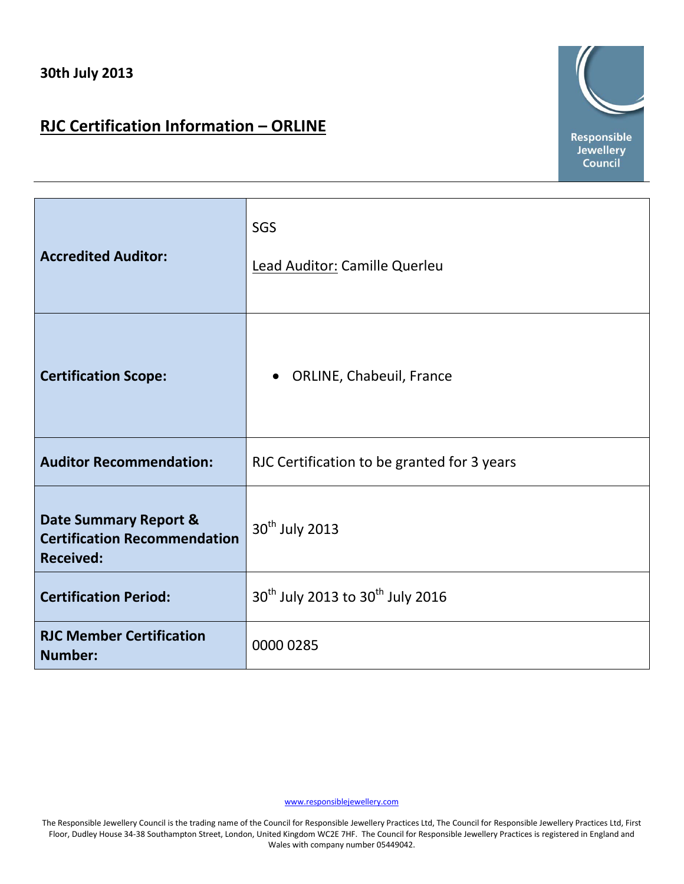**30th July 2013**

# RJC Certification Information – ORLINE

Responsible Jewellery Council

| | |
|---|---|
| **Accredited Auditor:** | SGS<br><br>Lead Auditor: Camille Querleu |
| **Certification Scope:** | • ORLINE, Chabeuil, France |
| **Auditor Recommendation:** | RJC Certification to be granted for 3 years |
| **Date Summary Report & Certification Recommendation Received:** | 30th July 2013 |
| **Certification Period:** | 30th July 2013 to 30th July 2016 |
| **RJC Member Certification Number:** | 0000 0285 |

www.responsiblejewellery.com

The Responsible Jewellery Council is the trading name of the Council for Responsible Jewellery Practices Ltd, The Council for Responsible Jewellery Practices Ltd, First Floor, Dudley House 34-38 Southampton Street, London, United Kingdom WC2E 7HF. The Council for Responsible Jewellery Practices is registered in England and Wales with company number 05449042.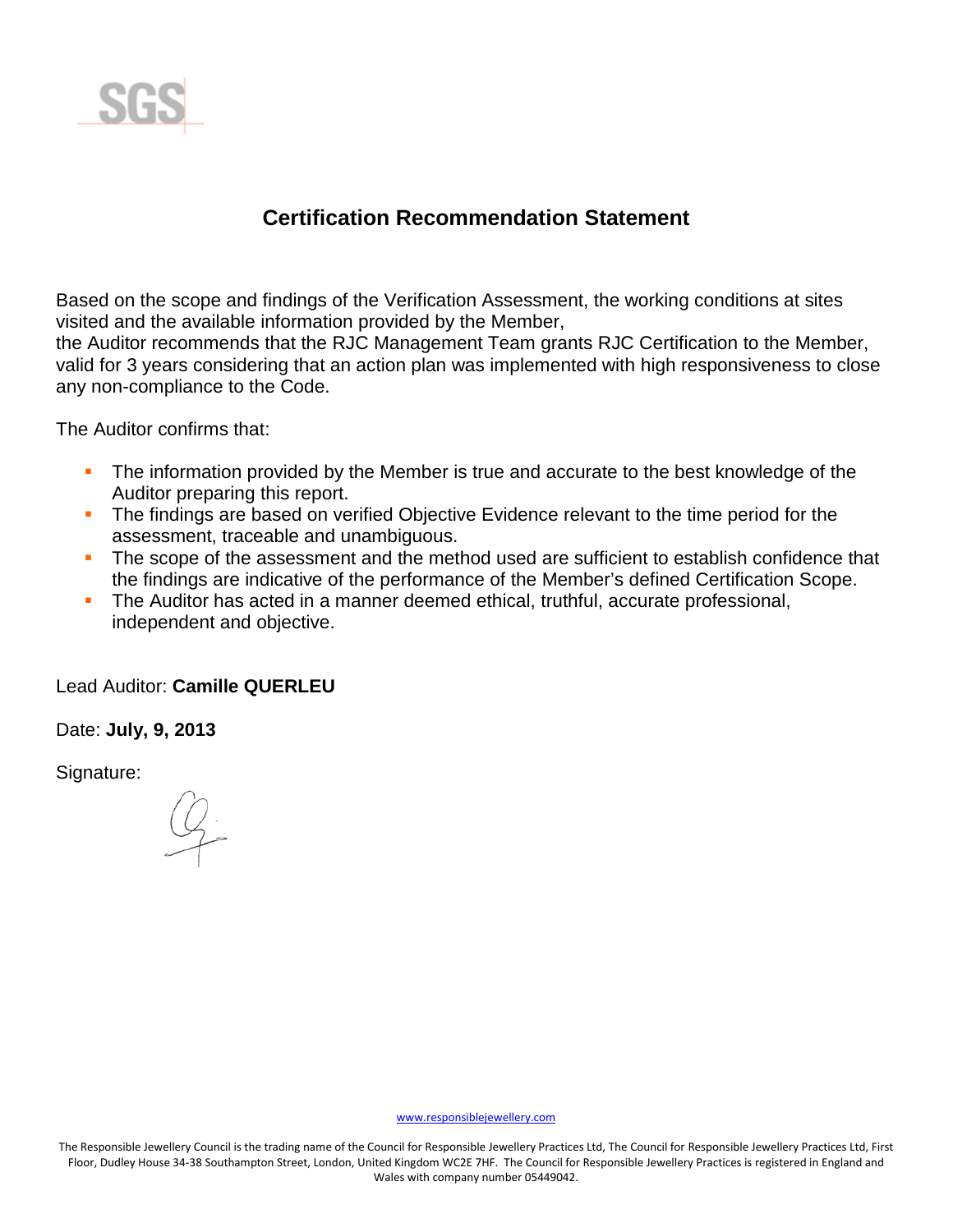# Certification Recommendation Statement

Based on the scope and findings of the Verification Assessment, the working conditions at sites visited and the available information provided by the Member,
the Auditor recommends that the RJC Management Team grants RJC Certification to the Member, valid for 3 years considering that an action plan was implemented with high responsiveness to close any non-compliance to the Code.

The Auditor confirms that:

- The information provided by the Member is true and accurate to the best knowledge of the Auditor preparing this report.
- The findings are based on verified Objective Evidence relevant to the time period for the assessment, traceable and unambiguous.
- The scope of the assessment and the method used are sufficient to establish confidence that the findings are indicative of the performance of the Member's defined Certification Scope.
- The Auditor has acted in a manner deemed ethical, truthful, accurate professional, independent and objective.

Lead Auditor: **Camille QUERLEU**

Date: **July, 9, 2013**

Signature:

www.responsiblejewellery.com

The Responsible Jewellery Council is the trading name of the Council for Responsible Jewellery Practices Ltd, The Council for Responsible Jewellery Practices Ltd, First Floor, Dudley House 34-38 Southampton Street, London, United Kingdom WC2E 7HF. The Council for Responsible Jewellery Practices is registered in England and Wales with company number 05449042.